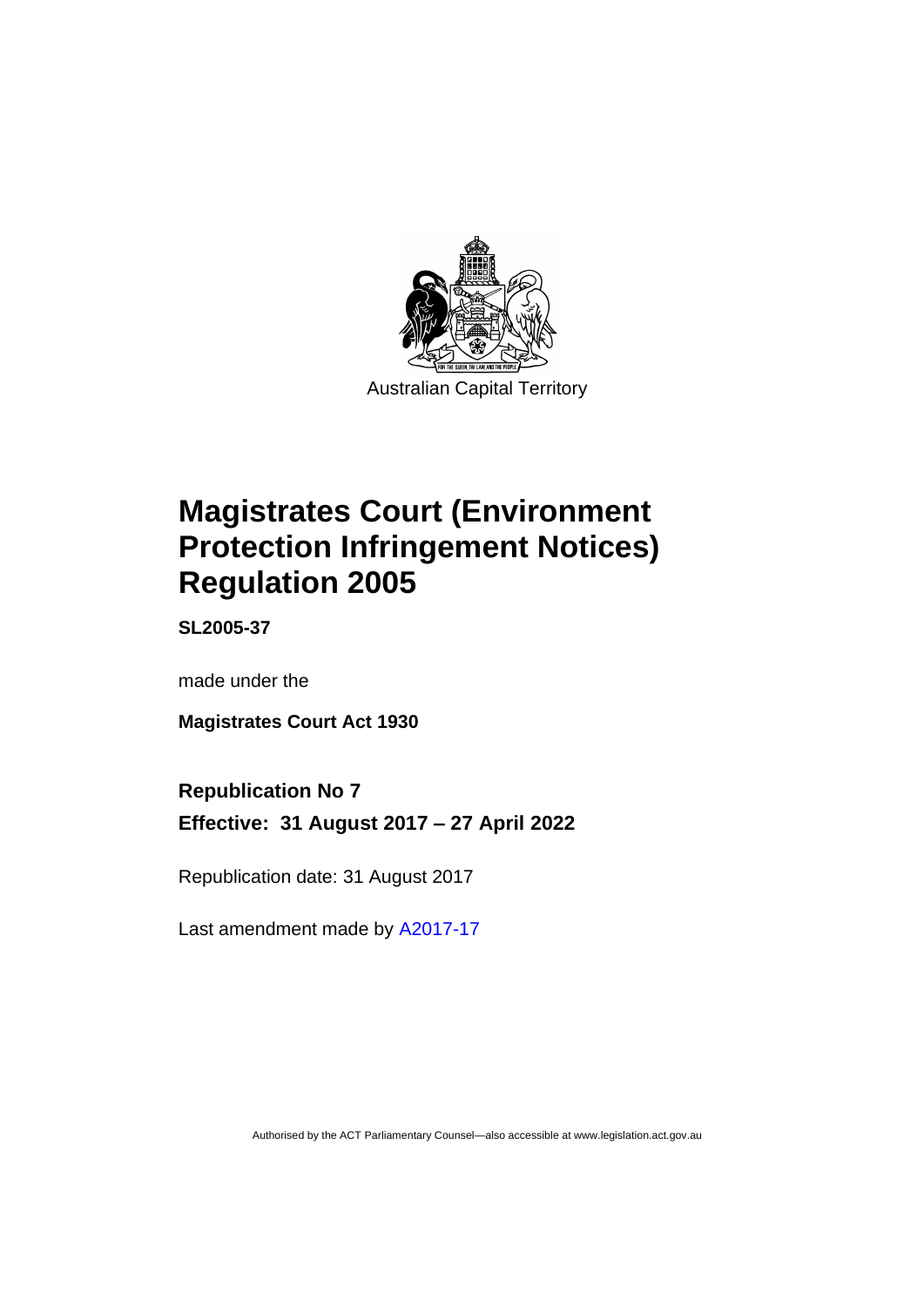Australian Capital Territory

# Magistrates Court (Environment Protection Infringement Notices) Regulation 2005

**SL2005-37**

made under the

**Magistrates Court Act 1930**

## Republication No 7

## Effective: 31 August 2017 – 27 April 2022

Republication date: 31 August 2017

Last amendment made by A2017-17

Authorised by the ACT Parliamentary Counsel—also accessible at www.legislation.act.gov.au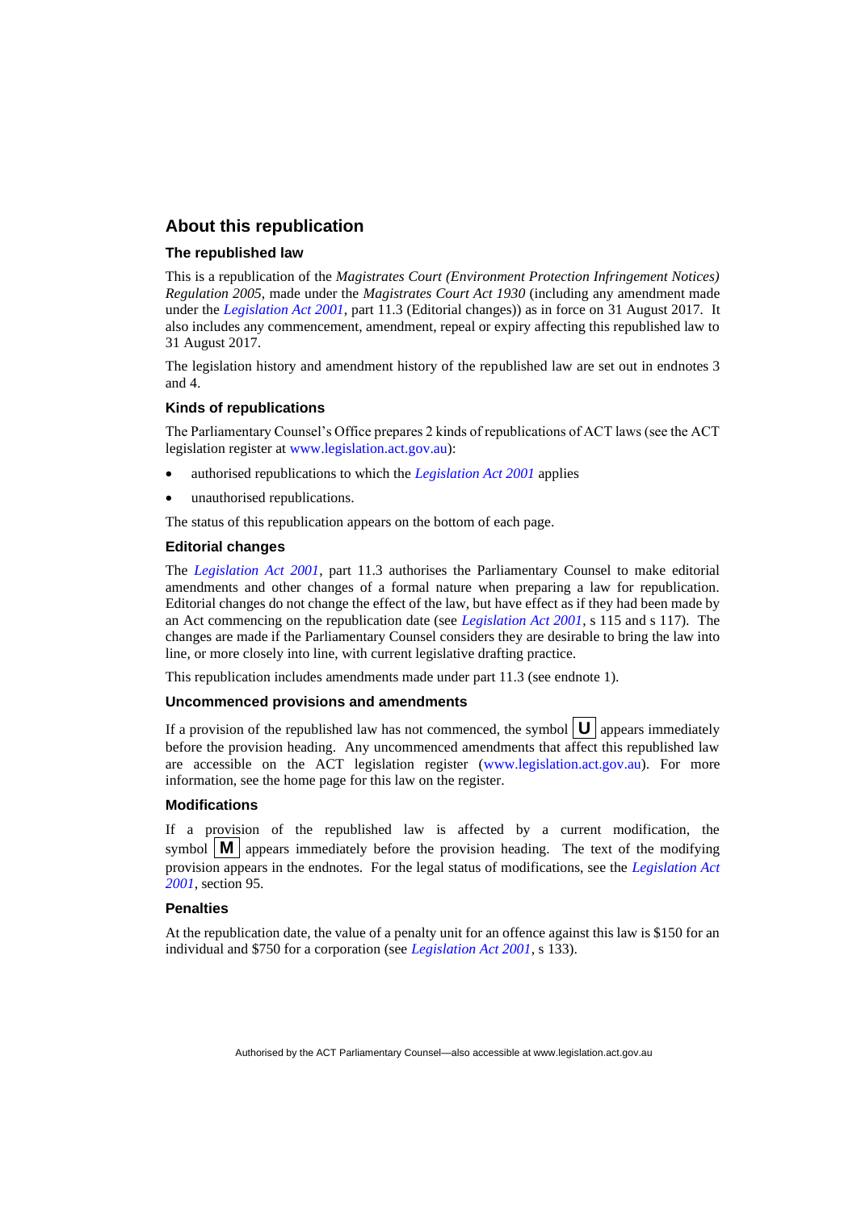## About this republication

### The republished law

This is a republication of the *Magistrates Court (Environment Protection Infringement Notices) Regulation 2005*, made under the *Magistrates Court Act 1930* (including any amendment made under the *Legislation Act 2001*, part 11.3 (Editorial changes)) as in force on 31 August 2017. It also includes any commencement, amendment, repeal or expiry affecting this republished law to 31 August 2017.

The legislation history and amendment history of the republished law are set out in endnotes 3 and 4.

### Kinds of republications

The Parliamentary Counsel's Office prepares 2 kinds of republications of ACT laws (see the ACT legislation register at www.legislation.act.gov.au):

- authorised republications to which the *Legislation Act 2001* applies
- unauthorised republications.

The status of this republication appears on the bottom of each page.

### Editorial changes

The *Legislation Act 2001*, part 11.3 authorises the Parliamentary Counsel to make editorial amendments and other changes of a formal nature when preparing a law for republication. Editorial changes do not change the effect of the law, but have effect as if they had been made by an Act commencing on the republication date (see *Legislation Act 2001*, s 115 and s 117). The changes are made if the Parliamentary Counsel considers they are desirable to bring the law into line, or more closely into line, with current legislative drafting practice.

This republication includes amendments made under part 11.3 (see endnote 1).

### Uncommenced provisions and amendments

If a provision of the republished law has not commenced, the symbol **U** appears immediately before the provision heading. Any uncommenced amendments that affect this republished law are accessible on the ACT legislation register (www.legislation.act.gov.au). For more information, see the home page for this law on the register.

### Modifications

If a provision of the republished law is affected by a current modification, the symbol **M** appears immediately before the provision heading. The text of the modifying provision appears in the endnotes. For the legal status of modifications, see the *Legislation Act 2001*, section 95.

### Penalties

At the republication date, the value of a penalty unit for an offence against this law is $150 for an individual and $750 for a corporation (see *Legislation Act 2001*, s 133).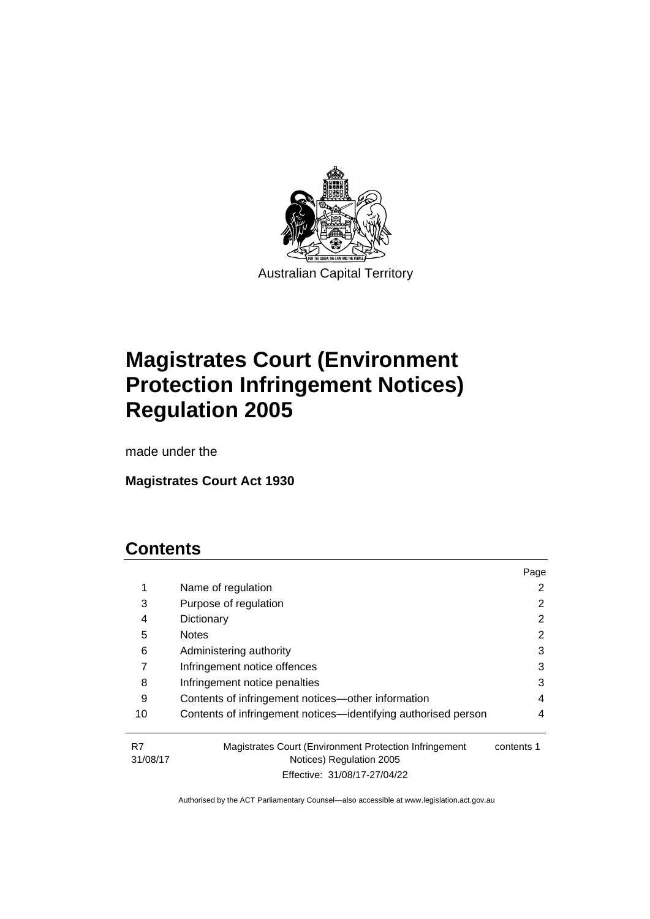Australian Capital Territory

# Magistrates Court (Environment Protection Infringement Notices) Regulation 2005

made under the

**Magistrates Court Act 1930**

## Contents

| | | Page |
|---|---|---|
| 1 | Name of regulation | 2 |
| 3 | Purpose of regulation | 2 |
| 4 | Dictionary | 2 |
| 5 | Notes | 2 |
| 6 | Administering authority | 3 |
| 7 | Infringement notice offences | 3 |
| 8 | Infringement notice penalties | 3 |
| 9 | Contents of infringement notices—other information | 4 |
| 10 | Contents of infringement notices—identifying authorised person | 4 |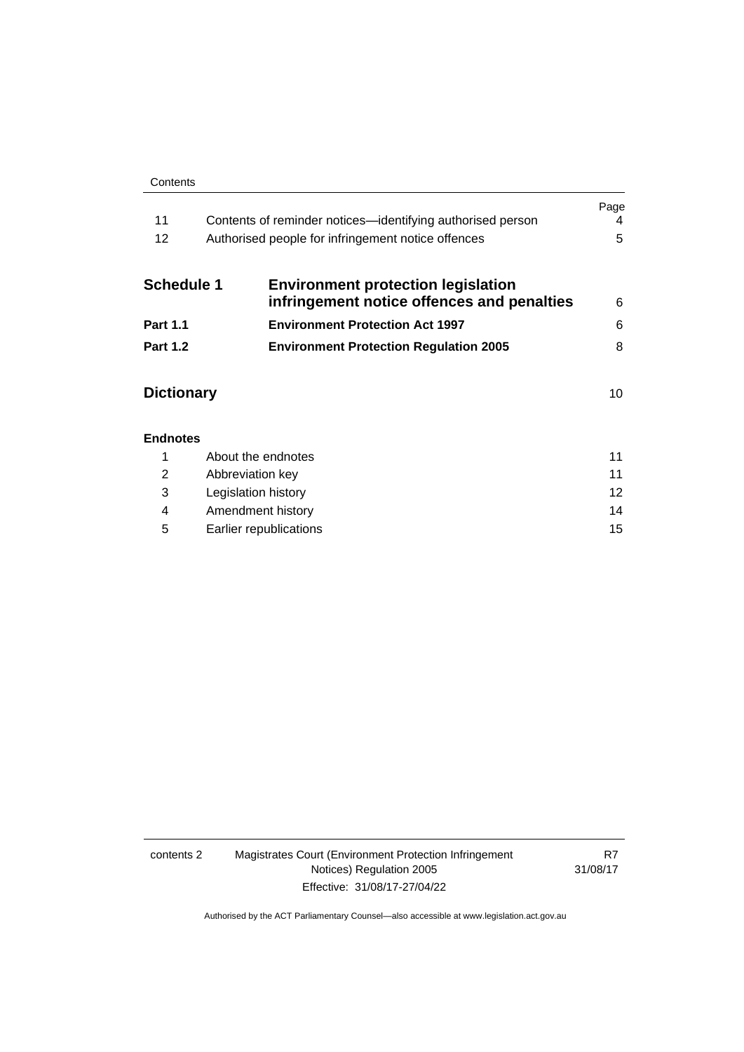| | | Page |
|---|---|---|
| 11 | Contents of reminder notices—identifying authorised person | 4 |
| 12 | Authorised people for infringement notice offences | 5 |

| | | |
|---|---|---|
| **Schedule 1** | **Environment protection legislation infringement notice offences and penalties** | 6 |
| **Part 1.1** | **Environment Protection Act 1997** | 6 |
| **Part 1.2** | **Environment Protection Regulation 2005** | 8 |

| | |
|---|---|
| **Dictionary** | 10 |

**Endnotes**

| | | |
|---|---|---|
| 1 | About the endnotes | 11 |
| 2 | Abbreviation key | 11 |
| 3 | Legislation history | 12 |
| 4 | Amendment history | 14 |
| 5 | Earlier republications | 15 |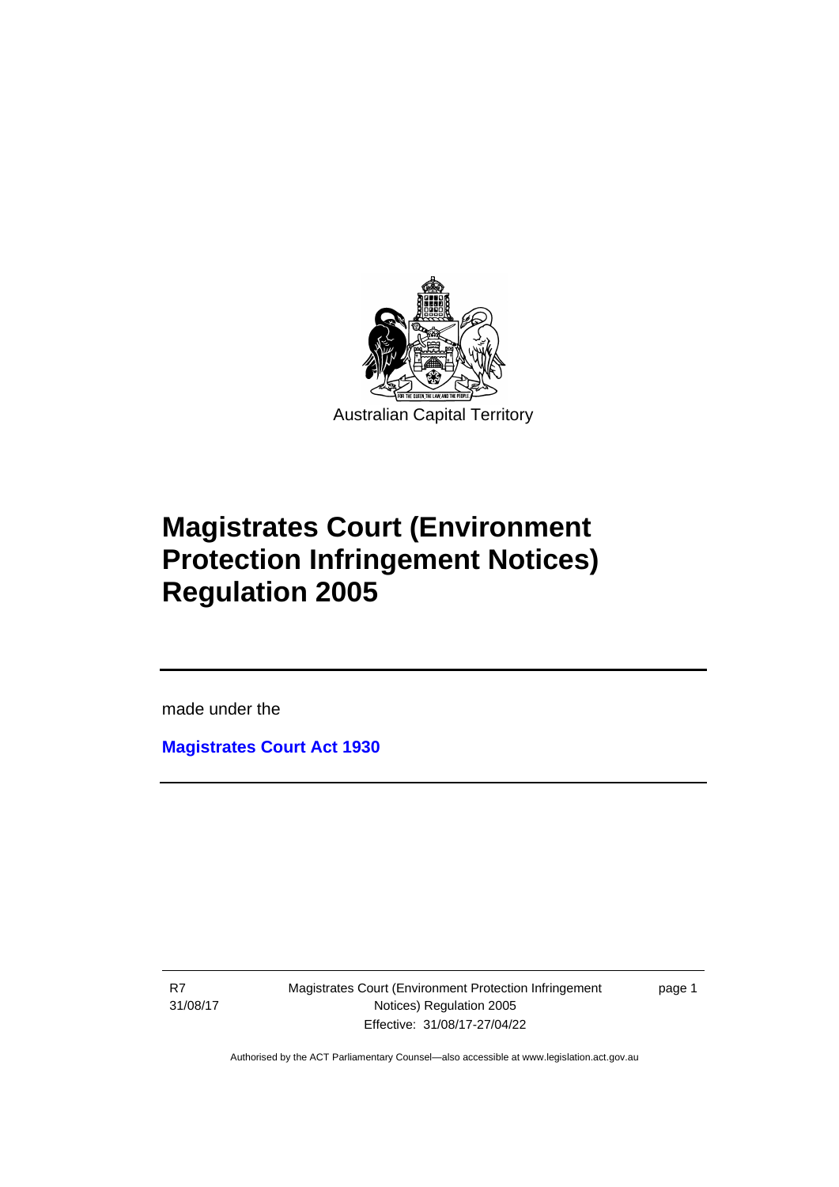Australian Capital Territory

# Magistrates Court (Environment Protection Infringement Notices) Regulation 2005

made under the

**Magistrates Court Act 1930**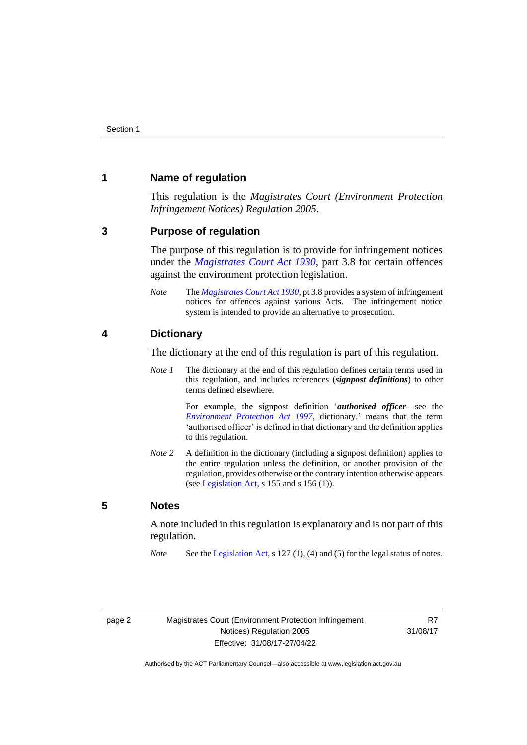## 1 Name of regulation

This regulation is the *Magistrates Court (Environment Protection Infringement Notices) Regulation 2005*.

## 3 Purpose of regulation

The purpose of this regulation is to provide for infringement notices under the *Magistrates Court Act 1930*, part 3.8 for certain offences against the environment protection legislation.

*Note* The *Magistrates Court Act 1930*, pt 3.8 provides a system of infringement notices for offences against various Acts. The infringement notice system is intended to provide an alternative to prosecution.

## 4 Dictionary

The dictionary at the end of this regulation is part of this regulation.

*Note 1* The dictionary at the end of this regulation defines certain terms used in this regulation, and includes references (***signpost definitions***) to other terms defined elsewhere.

For example, the signpost definition '***authorised officer***—see the *Environment Protection Act 1997*, dictionary.' means that the term 'authorised officer' is defined in that dictionary and the definition applies to this regulation.

*Note 2* A definition in the dictionary (including a signpost definition) applies to the entire regulation unless the definition, or another provision of the regulation, provides otherwise or the contrary intention otherwise appears (see Legislation Act, s 155 and s 156 (1)).

## 5 Notes

A note included in this regulation is explanatory and is not part of this regulation.

*Note* See the Legislation Act, s 127 (1), (4) and (5) for the legal status of notes.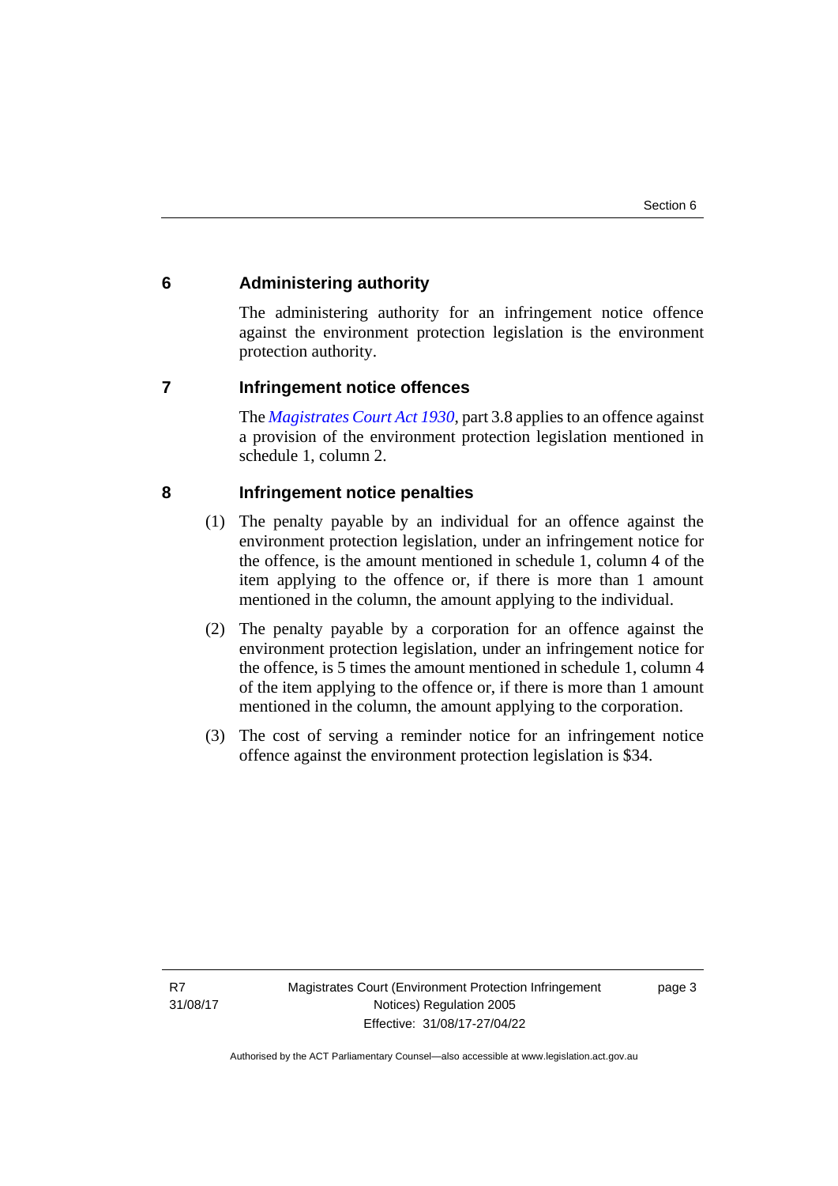## 6 Administering authority

The administering authority for an infringement notice offence against the environment protection legislation is the environment protection authority.

## 7 Infringement notice offences

The *Magistrates Court Act 1930*, part 3.8 applies to an offence against a provision of the environment protection legislation mentioned in schedule 1, column 2.

## 8 Infringement notice penalties

(1) The penalty payable by an individual for an offence against the environment protection legislation, under an infringement notice for the offence, is the amount mentioned in schedule 1, column 4 of the item applying to the offence or, if there is more than 1 amount mentioned in the column, the amount applying to the individual.

(2) The penalty payable by a corporation for an offence against the environment protection legislation, under an infringement notice for the offence, is 5 times the amount mentioned in schedule 1, column 4 of the item applying to the offence or, if there is more than 1 amount mentioned in the column, the amount applying to the corporation.

(3) The cost of serving a reminder notice for an infringement notice offence against the environment protection legislation is $34.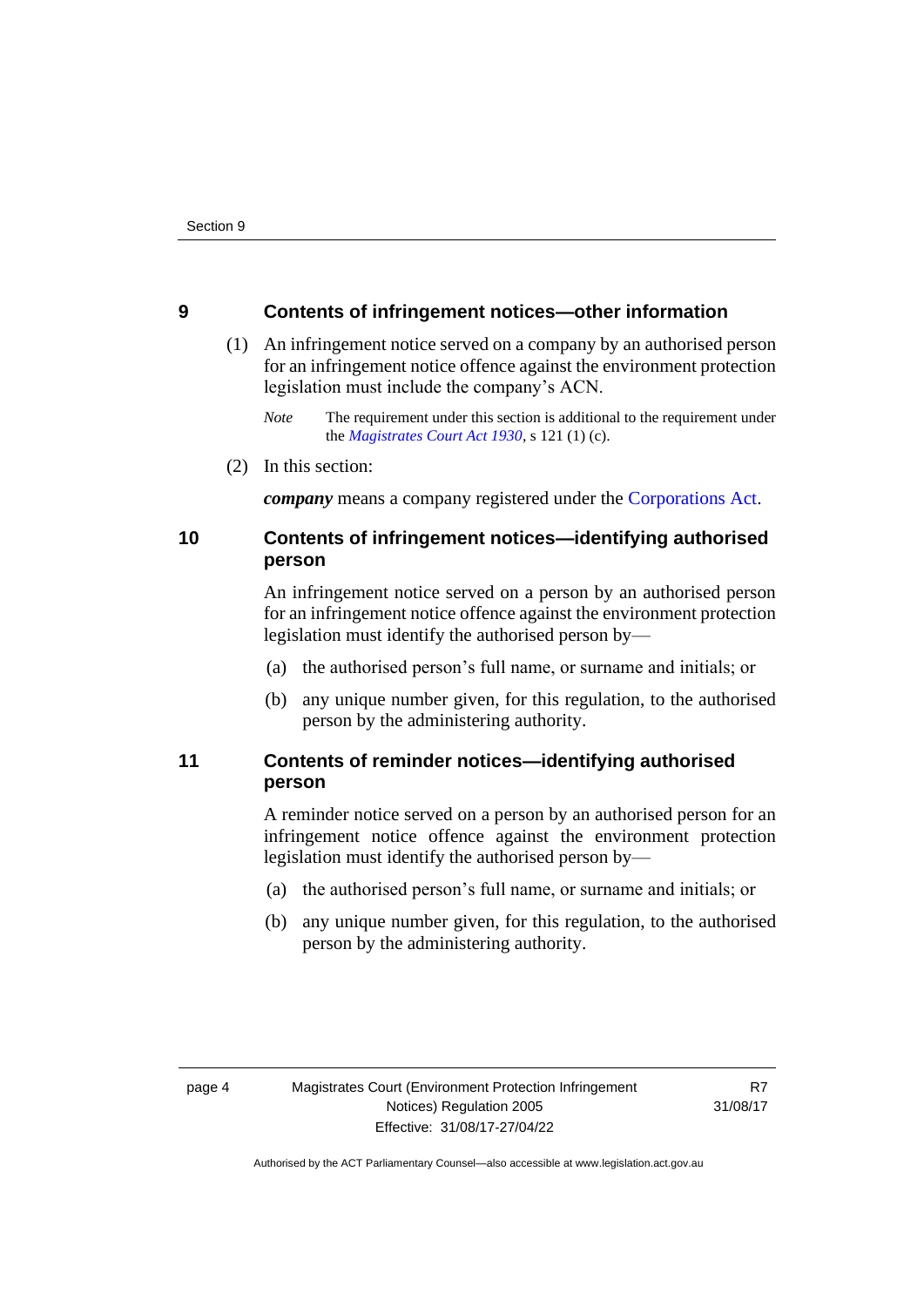## 9 Contents of infringement notices—other information

(1) An infringement notice served on a company by an authorised person for an infringement notice offence against the environment protection legislation must include the company's ACN.

*Note* The requirement under this section is additional to the requirement under the *Magistrates Court Act 1930*, s 121 (1) (c).

(2) In this section:

***company*** means a company registered under the Corporations Act.

## 10 Contents of infringement notices—identifying authorised person

An infringement notice served on a person by an authorised person for an infringement notice offence against the environment protection legislation must identify the authorised person by—

(a) the authorised person's full name, or surname and initials; or

(b) any unique number given, for this regulation, to the authorised person by the administering authority.

## 11 Contents of reminder notices—identifying authorised person

A reminder notice served on a person by an authorised person for an infringement notice offence against the environment protection legislation must identify the authorised person by—

(a) the authorised person's full name, or surname and initials; or

(b) any unique number given, for this regulation, to the authorised person by the administering authority.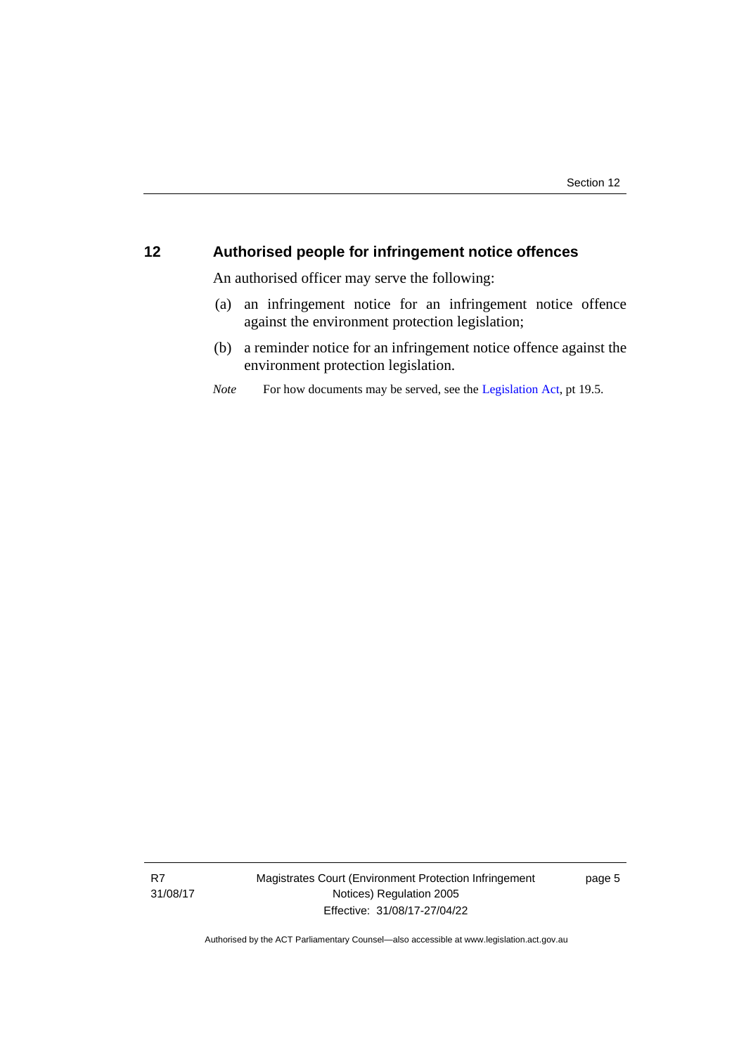## 12 Authorised people for infringement notice offences

An authorised officer may serve the following:

(a) an infringement notice for an infringement notice offence against the environment protection legislation;

(b) a reminder notice for an infringement notice offence against the environment protection legislation.

*Note* For how documents may be served, see the Legislation Act, pt 19.5.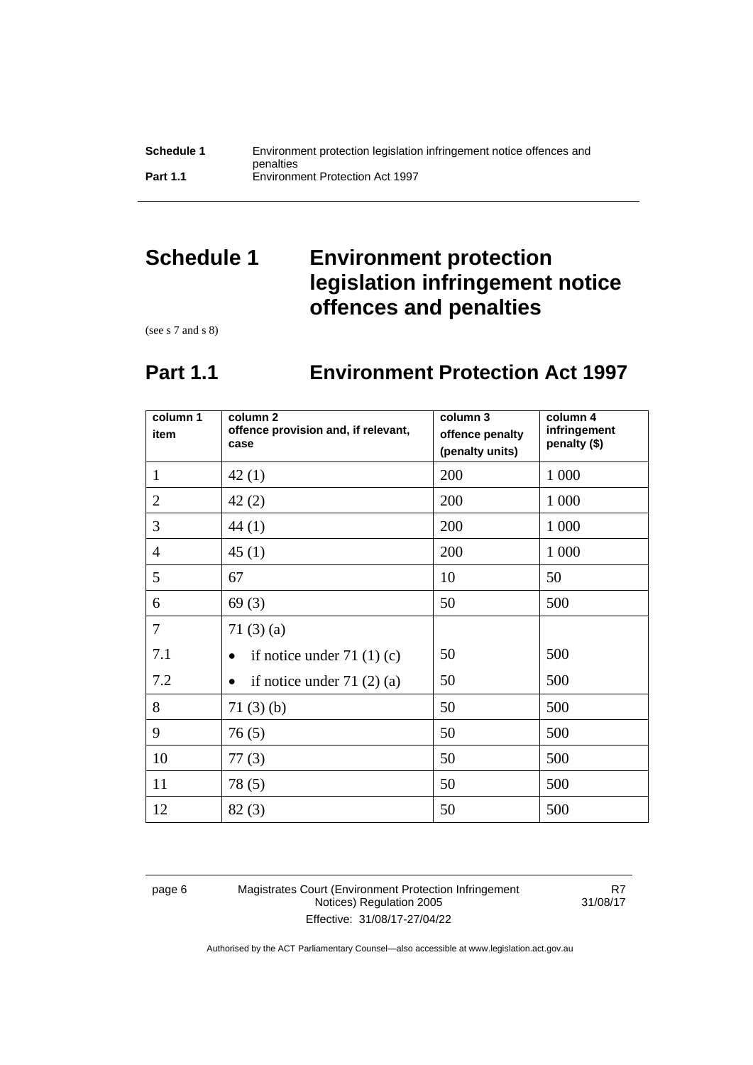# Schedule 1 Environment protection legislation infringement notice offences and penalties

(see s 7 and s 8)

## Part 1.1 Environment Protection Act 1997

| column 1<br>item | column 2<br>offence provision and, if relevant, case | column 3<br>offence penalty (penalty units) | column 4<br>infringement penalty ($) |
|---|---|---|---|
| 1 | 42 (1) | 200 | 1 000 |
| 2 | 42 (2) | 200 | 1 000 |
| 3 | 44 (1) | 200 | 1 000 |
| 4 | 45 (1) | 200 | 1 000 |
| 5 | 67 | 10 | 50 |
| 6 | 69 (3) | 50 | 500 |
| 7 | 71 (3) (a) | | |
| 7.1 | • if notice under 71 (1) (c) | 50 | 500 |
| 7.2 | • if notice under 71 (2) (a) | 50 | 500 |
| 8 | 71 (3) (b) | 50 | 500 |
| 9 | 76 (5) | 50 | 500 |
| 10 | 77 (3) | 50 | 500 |
| 11 | 78 (5) | 50 | 500 |
| 12 | 82 (3) | 50 | 500 |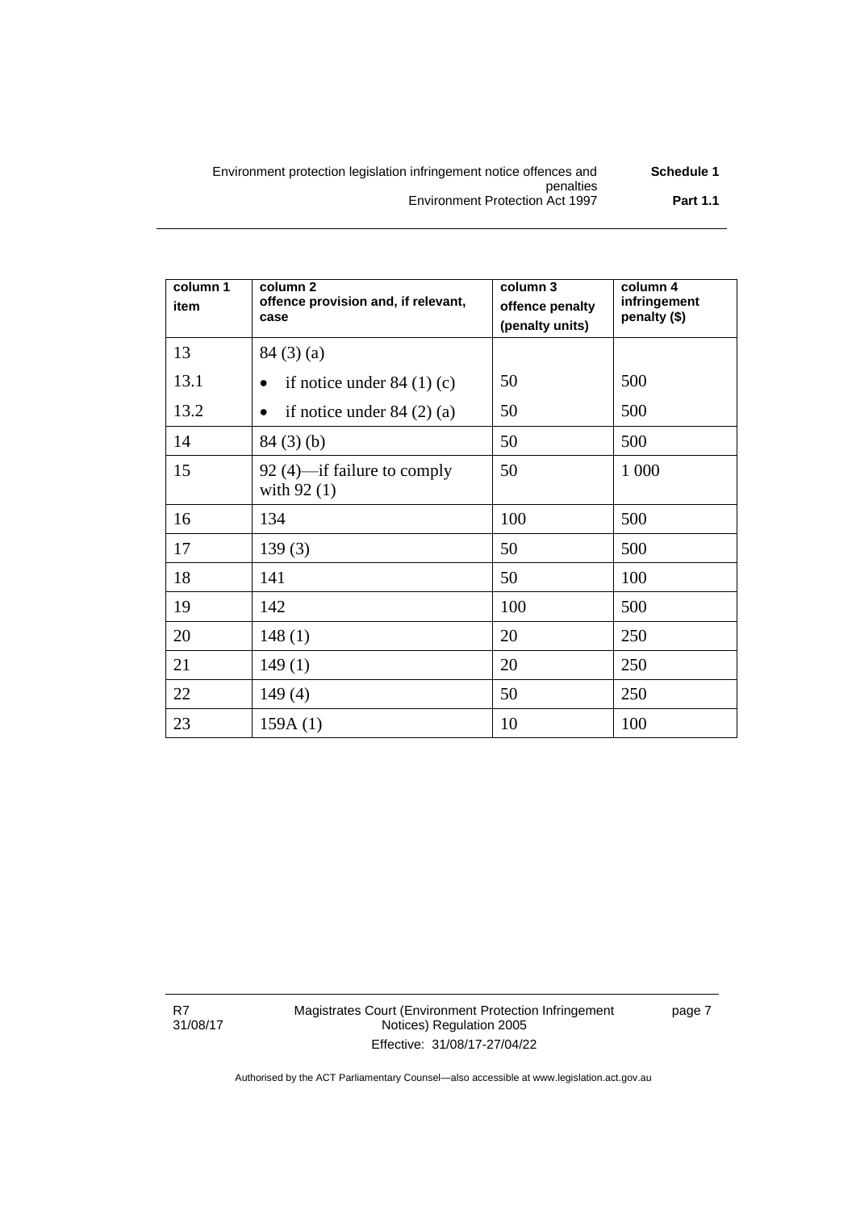| column 1 item | column 2 offence provision and, if relevant, case | column 3 offence penalty (penalty units) | column 4 infringement penalty ($) |
|---|---|---|---|
| 13 | 84 (3) (a) | | |
| 13.1 | • if notice under 84 (1) (c) | 50 | 500 |
| 13.2 | • if notice under 84 (2) (a) | 50 | 500 |
| 14 | 84 (3) (b) | 50 | 500 |
| 15 | 92 (4)—if failure to comply with 92 (1) | 50 | 1 000 |
| 16 | 134 | 100 | 500 |
| 17 | 139 (3) | 50 | 500 |
| 18 | 141 | 50 | 100 |
| 19 | 142 | 100 | 500 |
| 20 | 148 (1) | 20 | 250 |
| 21 | 149 (1) | 20 | 250 |
| 22 | 149 (4) | 50 | 250 |
| 23 | 159A (1) | 10 | 100 |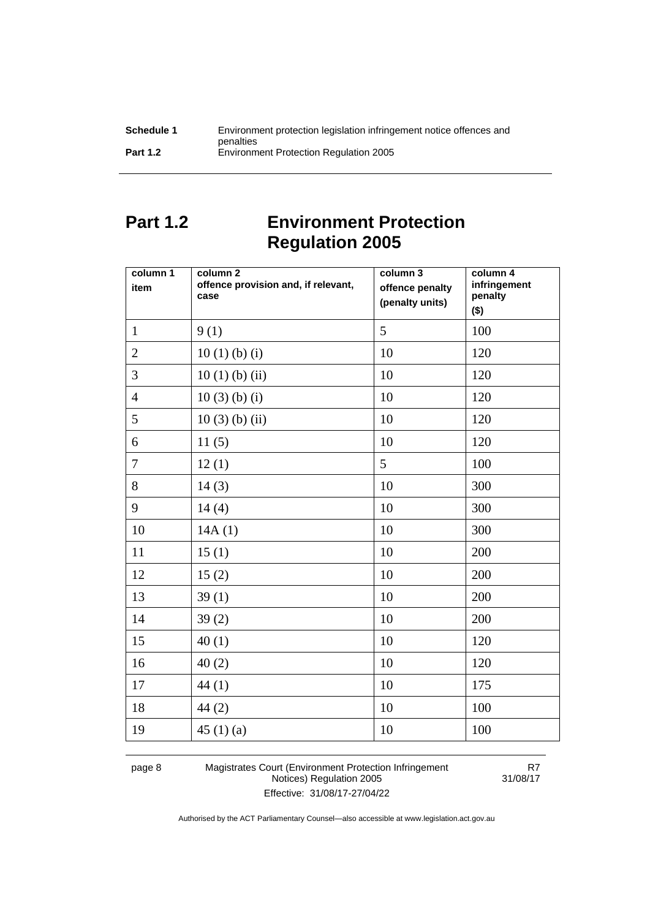## Part 1.2 Environment Protection Regulation 2005

| column 1 item | column 2 offence provision and, if relevant, case | column 3 offence penalty (penalty units) | column 4 infringement penalty ($) |
|---|---|---|---|
| 1 | 9 (1) | 5 | 100 |
| 2 | 10 (1) (b) (i) | 10 | 120 |
| 3 | 10 (1) (b) (ii) | 10 | 120 |
| 4 | 10 (3) (b) (i) | 10 | 120 |
| 5 | 10 (3) (b) (ii) | 10 | 120 |
| 6 | 11 (5) | 10 | 120 |
| 7 | 12 (1) | 5 | 100 |
| 8 | 14 (3) | 10 | 300 |
| 9 | 14 (4) | 10 | 300 |
| 10 | 14A (1) | 10 | 300 |
| 11 | 15 (1) | 10 | 200 |
| 12 | 15 (2) | 10 | 200 |
| 13 | 39 (1) | 10 | 200 |
| 14 | 39 (2) | 10 | 200 |
| 15 | 40 (1) | 10 | 120 |
| 16 | 40 (2) | 10 | 120 |
| 17 | 44 (1) | 10 | 175 |
| 18 | 44 (2) | 10 | 100 |
| 19 | 45 (1) (a) | 10 | 100 |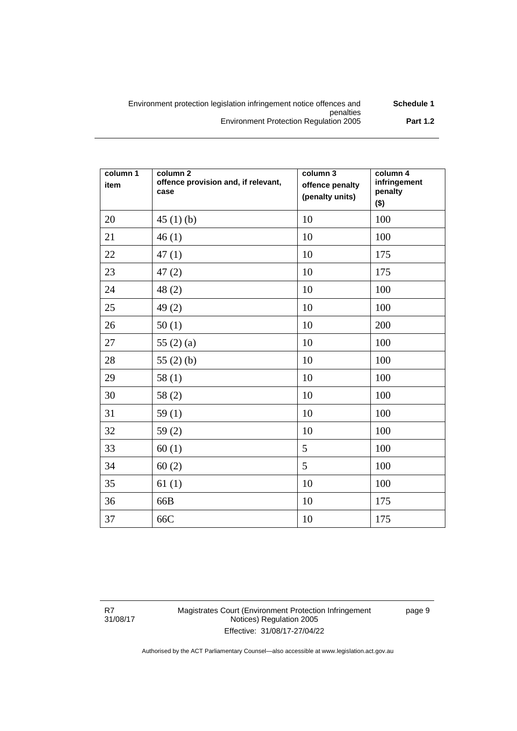| column 1 item | column 2 offence provision and, if relevant, case | column 3 offence penalty (penalty units) | column 4 infringement penalty ($) |
| --- | --- | --- | --- |
| 20 | 45 (1) (b) | 10 | 100 |
| 21 | 46 (1) | 10 | 100 |
| 22 | 47 (1) | 10 | 175 |
| 23 | 47 (2) | 10 | 175 |
| 24 | 48 (2) | 10 | 100 |
| 25 | 49 (2) | 10 | 100 |
| 26 | 50 (1) | 10 | 200 |
| 27 | 55 (2) (a) | 10 | 100 |
| 28 | 55 (2) (b) | 10 | 100 |
| 29 | 58 (1) | 10 | 100 |
| 30 | 58 (2) | 10 | 100 |
| 31 | 59 (1) | 10 | 100 |
| 32 | 59 (2) | 10 | 100 |
| 33 | 60 (1) | 5 | 100 |
| 34 | 60 (2) | 5 | 100 |
| 35 | 61 (1) | 10 | 100 |
| 36 | 66B | 10 | 175 |
| 37 | 66C | 10 | 175 |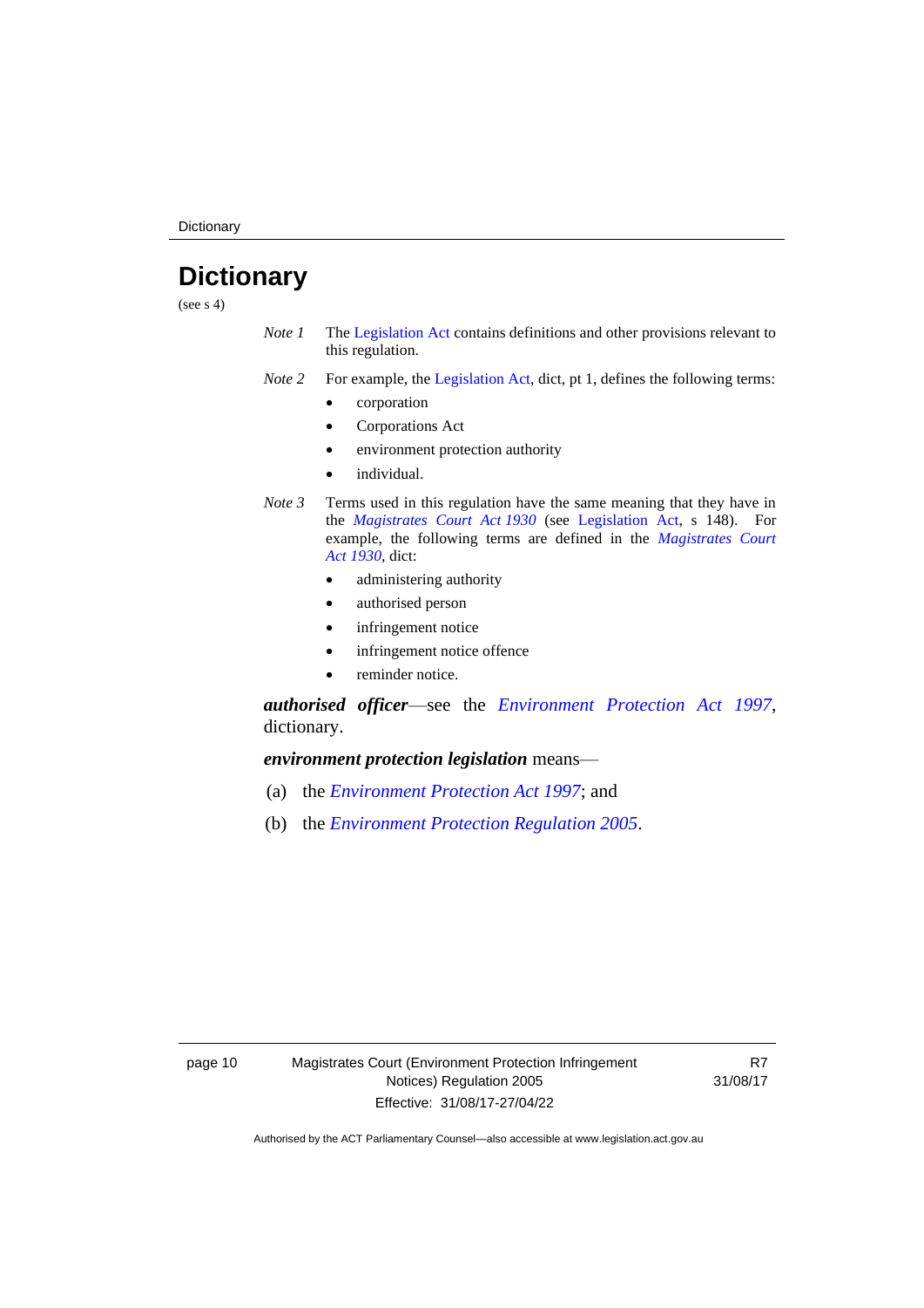# Dictionary

(see s 4)

*Note 1* The Legislation Act contains definitions and other provisions relevant to this regulation.

*Note 2* For example, the Legislation Act, dict, pt 1, defines the following terms:

- corporation
- Corporations Act
- environment protection authority
- individual.

*Note 3* Terms used in this regulation have the same meaning that they have in the *Magistrates Court Act 1930* (see Legislation Act, s 148). For example, the following terms are defined in the *Magistrates Court Act 1930*, dict:

- administering authority
- authorised person
- infringement notice
- infringement notice offence
- reminder notice.

***authorised officer***—see the *Environment Protection Act 1997*, dictionary.

***environment protection legislation*** means—

(a) the *Environment Protection Act 1997*; and

(b) the *Environment Protection Regulation 2005*.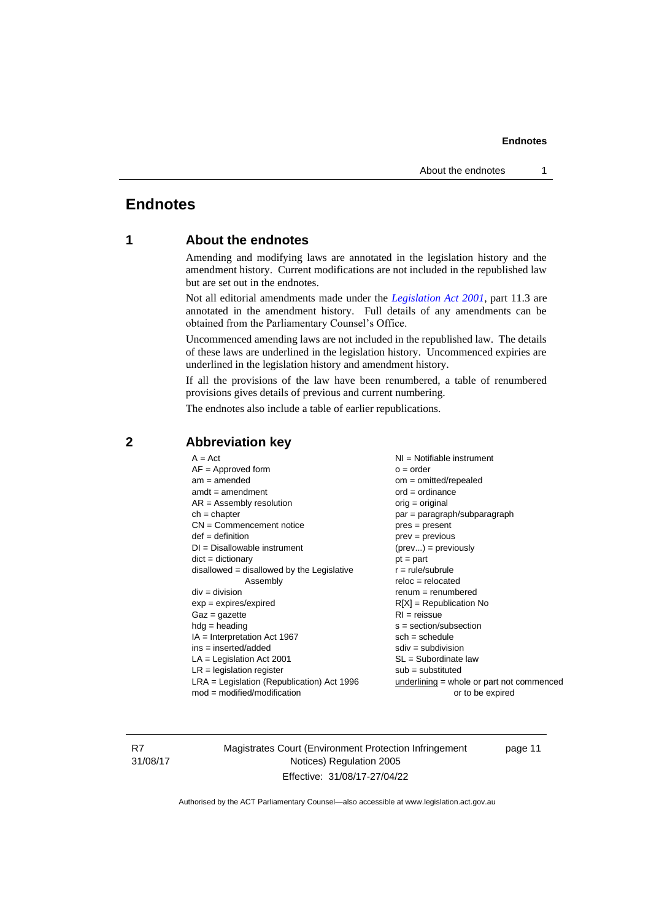# Endnotes

## 1 About the endnotes

Amending and modifying laws are annotated in the legislation history and the amendment history. Current modifications are not included in the republished law but are set out in the endnotes.

Not all editorial amendments made under the *Legislation Act 2001*, part 11.3 are annotated in the amendment history. Full details of any amendments can be obtained from the Parliamentary Counsel's Office.

Uncommenced amending laws are not included in the republished law. The details of these laws are underlined in the legislation history. Uncommenced expiries are underlined in the legislation history and amendment history.

If all the provisions of the law have been renumbered, a table of renumbered provisions gives details of previous and current numbering.

The endnotes also include a table of earlier republications.

## 2 Abbreviation key

A = Act
AF = Approved form
am = amended
amdt = amendment
AR = Assembly resolution
ch = chapter
CN = Commencement notice
def = definition
DI = Disallowable instrument
dict = dictionary
disallowed = disallowed by the Legislative Assembly
div = division
exp = expires/expired
Gaz = gazette
hdg = heading
IA = Interpretation Act 1967
ins = inserted/added
LA = Legislation Act 2001
LR = legislation register
LRA = Legislation (Republication) Act 1996
mod = modified/modification
NI = Notifiable instrument
o = order
om = omitted/repealed
ord = ordinance
orig = original
par = paragraph/subparagraph
pres = present
prev = previous
(prev...) = previously
pt = part
r = rule/subrule
reloc = relocated
renum = renumbered
R[X] = Republication No
RI = reissue
s = section/subsection
sch = schedule
sdiv = subdivision
SL = Subordinate law
sub = substituted
underlining = whole or part not commenced or to be expired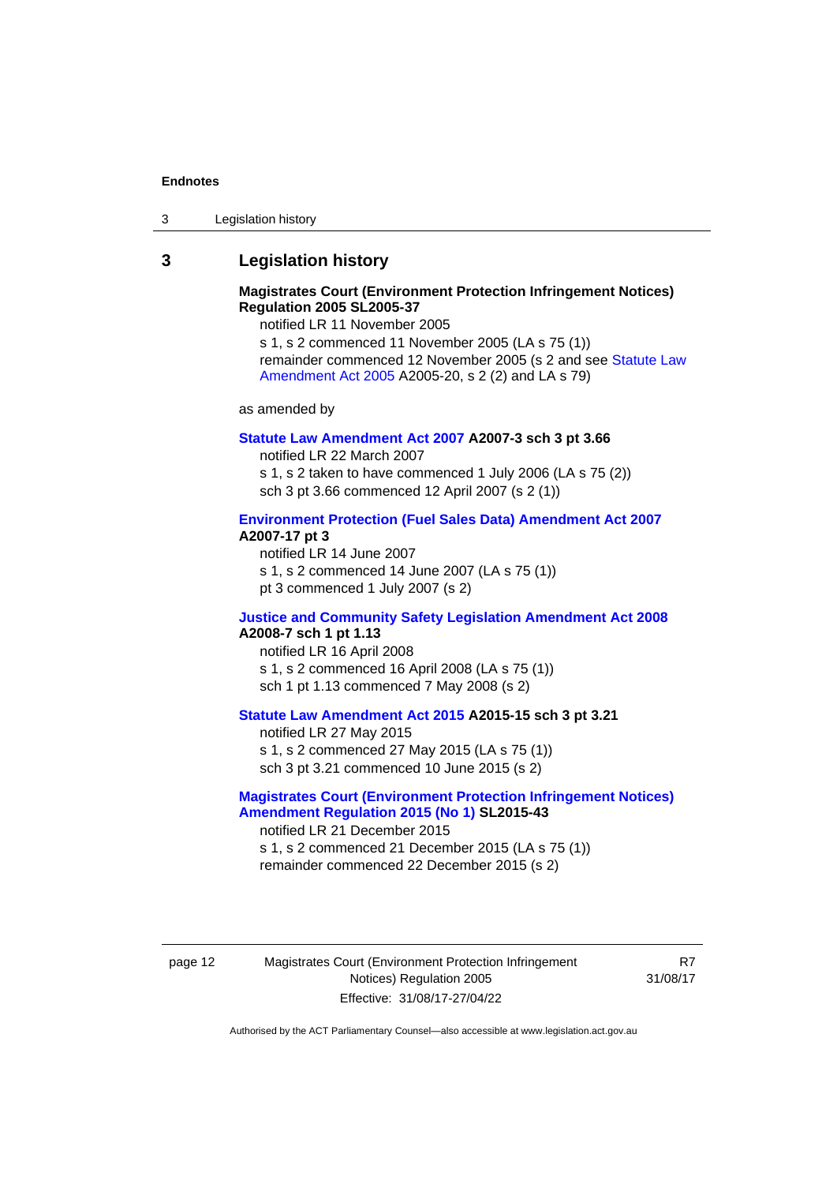## 3 Legislation history

**Magistrates Court (Environment Protection Infringement Notices) Regulation 2005 SL2005-37**

notified LR 11 November 2005

s 1, s 2 commenced 11 November 2005 (LA s 75 (1))

remainder commenced 12 November 2005 (s 2 and see Statute Law Amendment Act 2005 A2005-20, s 2 (2) and LA s 79)

as amended by

**Statute Law Amendment Act 2007 A2007-3 sch 3 pt 3.66**

notified LR 22 March 2007

s 1, s 2 taken to have commenced 1 July 2006 (LA s 75 (2))

sch 3 pt 3.66 commenced 12 April 2007 (s 2 (1))

**Environment Protection (Fuel Sales Data) Amendment Act 2007 A2007-17 pt 3**

notified LR 14 June 2007

s 1, s 2 commenced 14 June 2007 (LA s 75 (1))

pt 3 commenced 1 July 2007 (s 2)

**Justice and Community Safety Legislation Amendment Act 2008 A2008-7 sch 1 pt 1.13**

notified LR 16 April 2008

s 1, s 2 commenced 16 April 2008 (LA s 75 (1))

sch 1 pt 1.13 commenced 7 May 2008 (s 2)

**Statute Law Amendment Act 2015 A2015-15 sch 3 pt 3.21**

notified LR 27 May 2015

s 1, s 2 commenced 27 May 2015 (LA s 75 (1))

sch 3 pt 3.21 commenced 10 June 2015 (s 2)

**Magistrates Court (Environment Protection Infringement Notices) Amendment Regulation 2015 (No 1) SL2015-43**

notified LR 21 December 2015

s 1, s 2 commenced 21 December 2015 (LA s 75 (1))

remainder commenced 22 December 2015 (s 2)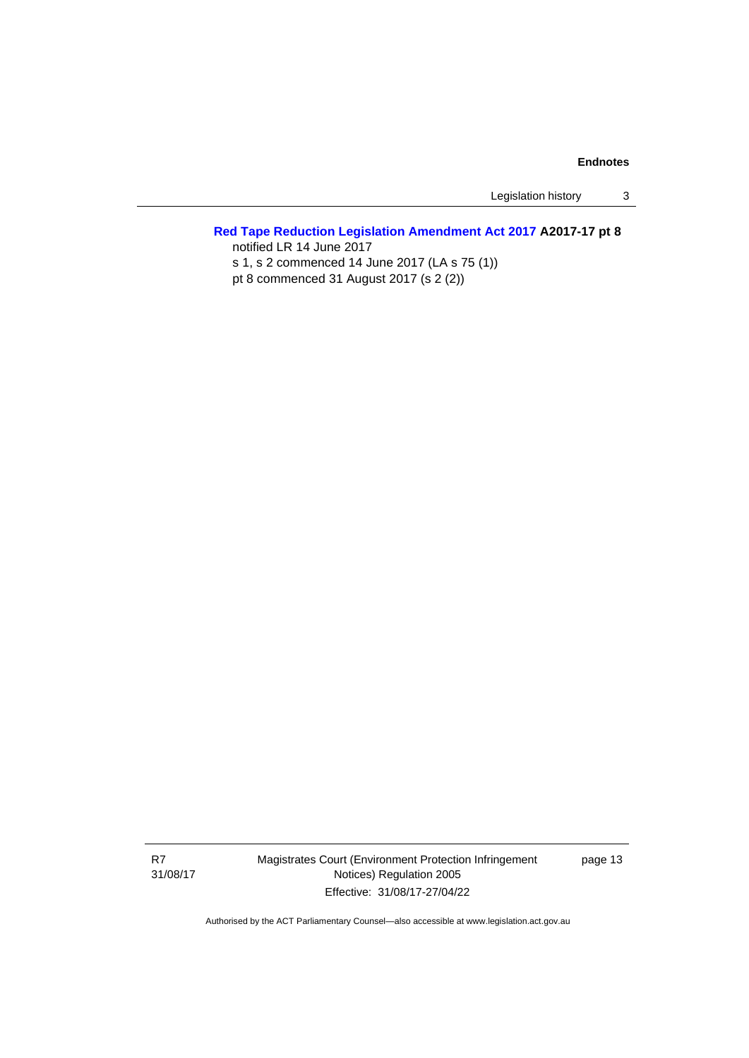**Red Tape Reduction Legislation Amendment Act 2017 A2017-17 pt 8**

notified LR 14 June 2017

s 1, s 2 commenced 14 June 2017 (LA s 75 (1))

pt 8 commenced 31 August 2017 (s 2 (2))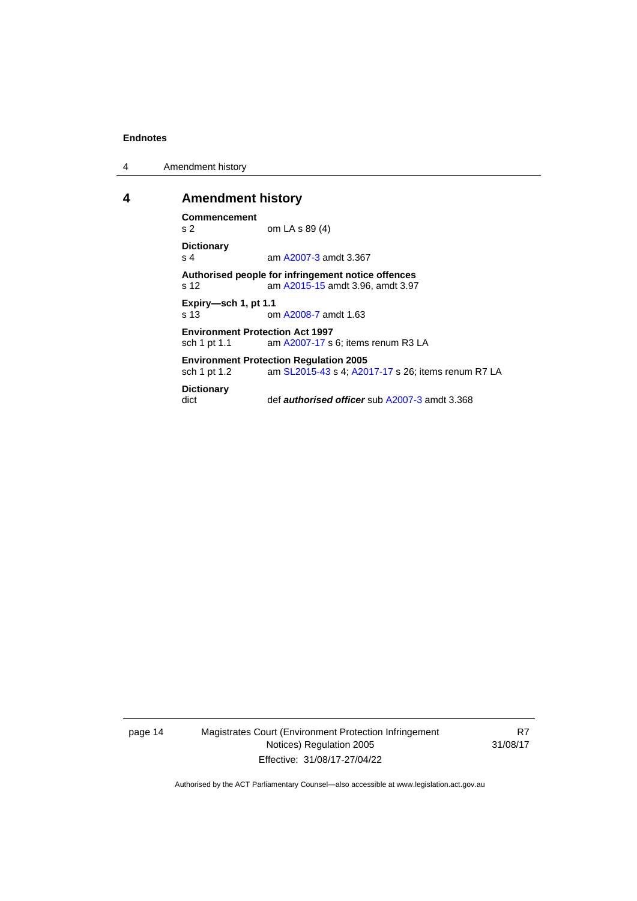## 4 Amendment history

**Commencement**
s 2 om LA s 89 (4)

**Dictionary**
s 4 am A2007-3 amdt 3.367

**Authorised people for infringement notice offences**
s 12 am A2015-15 amdt 3.96, amdt 3.97

**Expiry—sch 1, pt 1.1**
s 13 om A2008-7 amdt 1.63

**Environment Protection Act 1997**
sch 1 pt 1.1 am A2007-17 s 6; items renum R3 LA

**Environment Protection Regulation 2005**
sch 1 pt 1.2 am SL2015-43 s 4; A2017-17 s 26; items renum R7 LA

**Dictionary**
dict def ***authorised officer*** sub A2007-3 amdt 3.368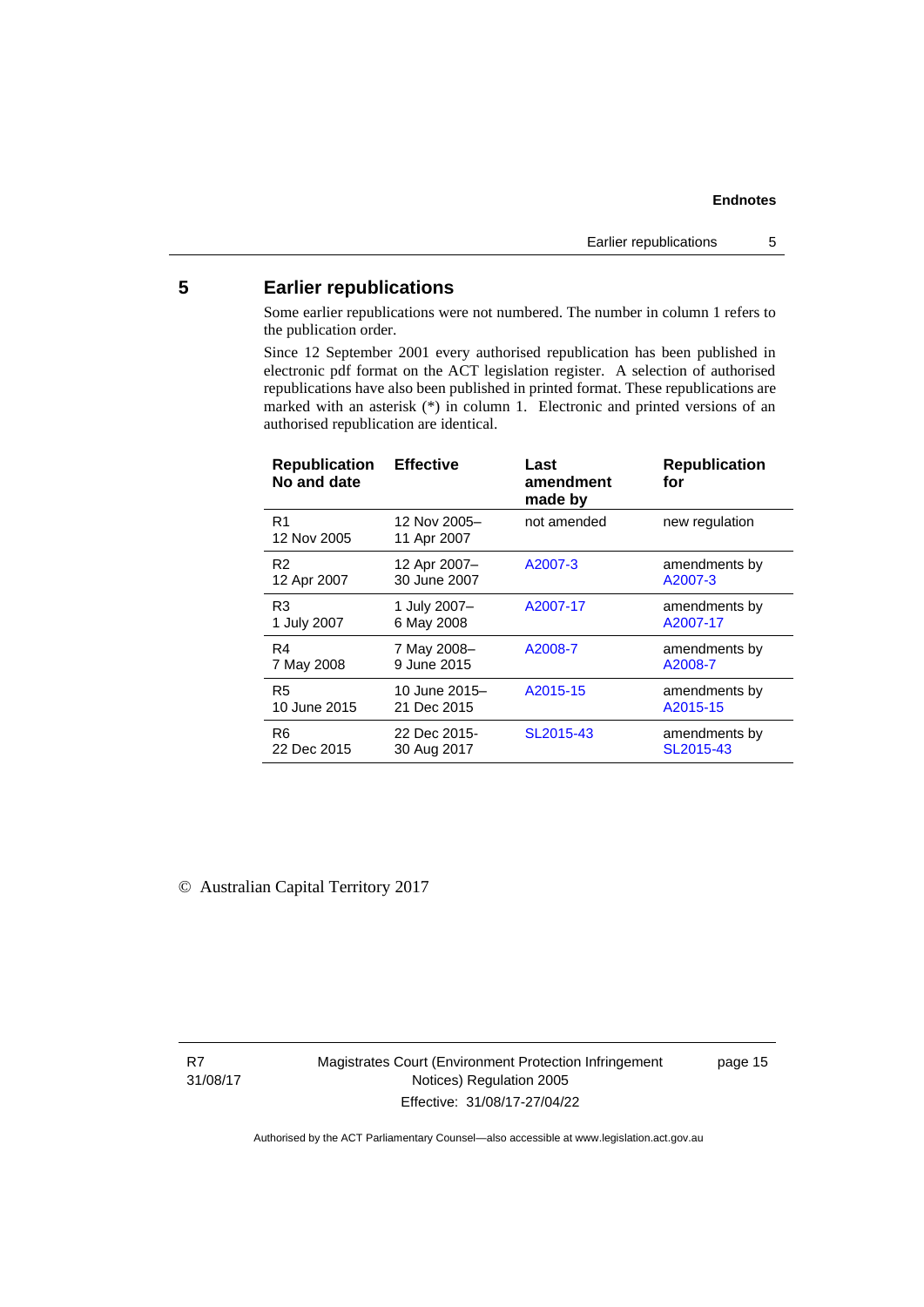## 5 Earlier republications

Some earlier republications were not numbered. The number in column 1 refers to the publication order.

Since 12 September 2001 every authorised republication has been published in electronic pdf format on the ACT legislation register. A selection of authorised republications have also been published in printed format. These republications are marked with an asterisk (*) in column 1. Electronic and printed versions of an authorised republication are identical.

| Republication No and date | Effective | Last amendment made by | Republication for |
|---|---|---|---|
| R1 12 Nov 2005 | 12 Nov 2005– 11 Apr 2007 | not amended | new regulation |
| R2 12 Apr 2007 | 12 Apr 2007– 30 June 2007 | A2007-3 | amendments by A2007-3 |
| R3 1 July 2007 | 1 July 2007– 6 May 2008 | A2007-17 | amendments by A2007-17 |
| R4 7 May 2008 | 7 May 2008– 9 June 2015 | A2008-7 | amendments by A2008-7 |
| R5 10 June 2015 | 10 June 2015– 21 Dec 2015 | A2015-15 | amendments by A2015-15 |
| R6 22 Dec 2015 | 22 Dec 2015- 30 Aug 2017 | SL2015-43 | amendments by SL2015-43 |

© Australian Capital Territory 2017